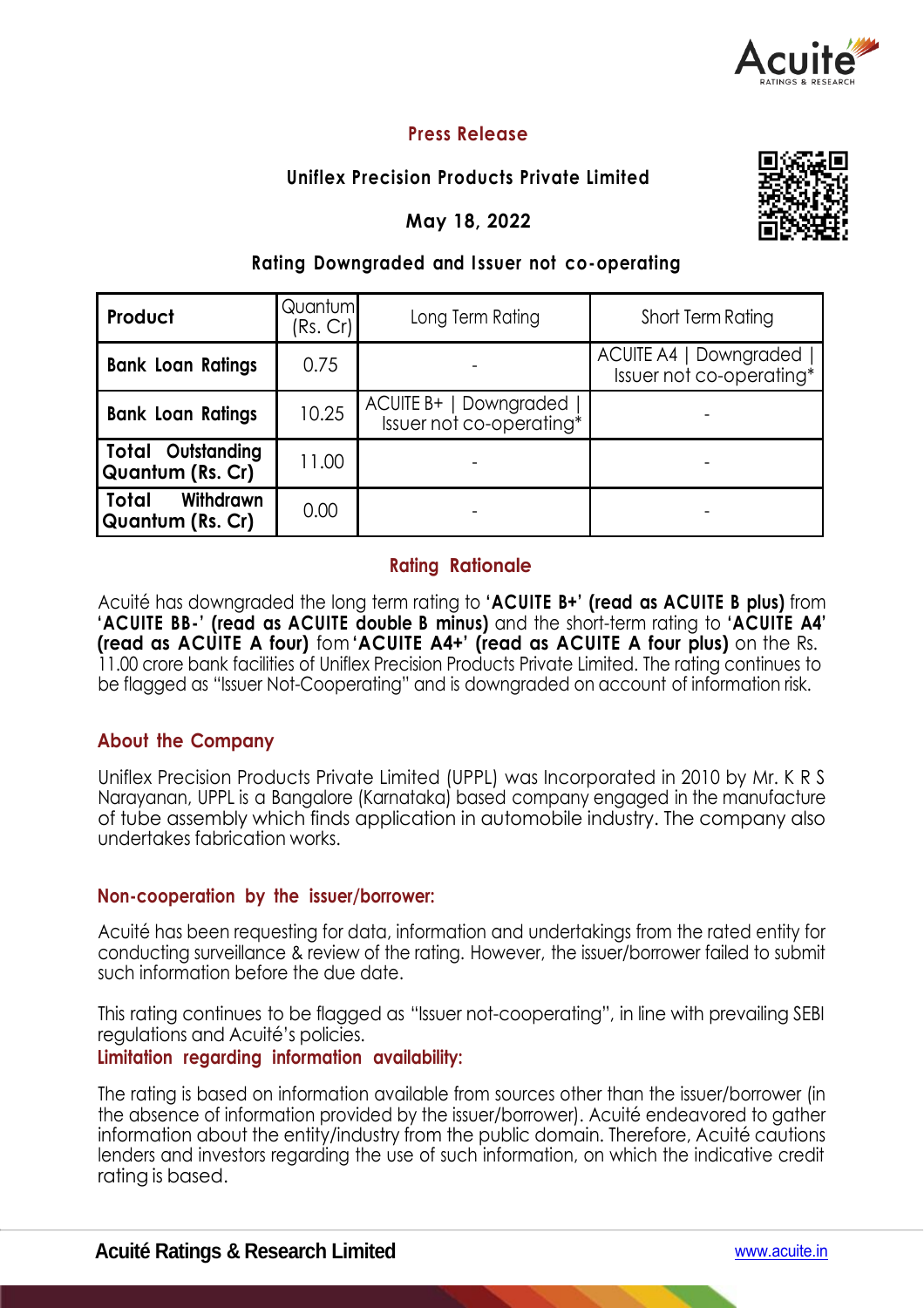# Press Release

## Uniflex Precision Products Private Limited

**May 18, 2022**

### Rating Downgraded and Issuer not co-operating

| Product | Quantum (Rs. Cr) | Long Term Rating | Short Term Rating |
|---|---|---|---|
| **Bank Loan Ratings** | 0.75 | - | ACUITE A4 \| Downgraded \| Issuer not co-operating* |
| **Bank Loan Ratings** | 10.25 | ACUITE B+ \| Downgraded \| Issuer not co-operating* | - |
| **Total Outstanding Quantum (Rs. Cr)** | 11.00 | - | - |
| **Total Withdrawn Quantum (Rs. Cr)** | 0.00 | - | - |

## Rating Rationale

Acuité has downgraded the long term rating to '**ACUITE B+' (read as ACUITE B plus)** from '**ACUITE BB-' (read as ACUITE double B minus)** and the short-term rating to '**ACUITE A4' (read as ACUITE A four)** fom '**ACUITE A4+' (read as ACUITE A four plus)** on the Rs. 11.00 crore bank facilities of Uniflex Precision Products Private Limited. The rating continues to be flagged as "Issuer Not-Cooperating" and is downgraded on account of information risk.

## About the Company

Uniflex Precision Products Private Limited (UPPL) was Incorporated in 2010 by Mr. K R S Narayanan, UPPL is a Bangalore (Karnataka) based company engaged in the manufacture of tube assembly which finds application in automobile industry. The company also undertakes fabrication works.

## Non-cooperation by the issuer/borrower:

Acuité has been requesting for data, information and undertakings from the rated entity for conducting surveillance & review of the rating. However, the issuer/borrower failed to submit such information before the due date.

This rating continues to be flagged as "Issuer not-cooperating", in line with prevailing SEBI regulations and Acuité's policies.

## Limitation regarding information availability:

The rating is based on information available from sources other than the issuer/borrower (in the absence of information provided by the issuer/borrower). Acuité endeavored to gather information about the entity/industry from the public domain. Therefore, Acuité cautions lenders and investors regarding the use of such information, on which the indicative credit rating is based.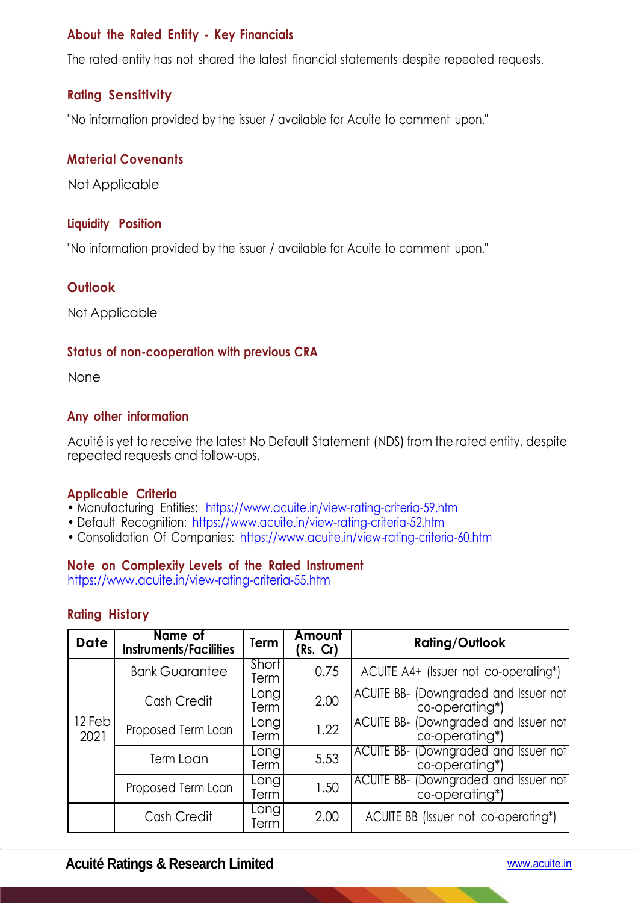## About the Rated Entity - Key Financials

The rated entity has not shared the latest financial statements despite repeated requests.

## Rating Sensitivity

"No information provided by the issuer / available for Acuite to comment upon."

## Material Covenants

Not Applicable

## Liquidity Position

"No information provided by the issuer / available for Acuite to comment upon."

## Outlook

Not Applicable

## Status of non-cooperation with previous CRA

None

## Any other information

Acuité is yet to receive the latest No Default Statement (NDS) from the rated entity, despite repeated requests and follow-ups.

## Applicable Criteria

- Manufacturing Entities: https://www.acuite.in/view-rating-criteria-59.htm
- Default Recognition: https://www.acuite.in/view-rating-criteria-52.htm
- Consolidation Of Companies: https://www.acuite.in/view-rating-criteria-60.htm

## Note on Complexity Levels of the Rated Instrument

https://www.acuite.in/view-rating-criteria-55.htm

## Rating History

| Date | Name of Instruments/Facilities | Term | Amount (Rs. Cr) | Rating/Outlook |
|---|---|---|---|---|
| 12 Feb 2021 | Bank Guarantee | Short Term | 0.75 | ACUITE A4+ (Issuer not co-operating*) |
| | Cash Credit | Long Term | 2.00 | ACUITE BB- (Downgraded and Issuer not co-operating*) |
| | Proposed Term Loan | Long Term | 1.22 | ACUITE BB- (Downgraded and Issuer not co-operating*) |
| | Term Loan | Long Term | 5.53 | ACUITE BB- (Downgraded and Issuer not co-operating*) |
| | Proposed Term Loan | Long Term | 1.50 | ACUITE BB- (Downgraded and Issuer not co-operating*) |
| | Cash Credit | Long Term | 2.00 | ACUITE BB (Issuer not co-operating*) |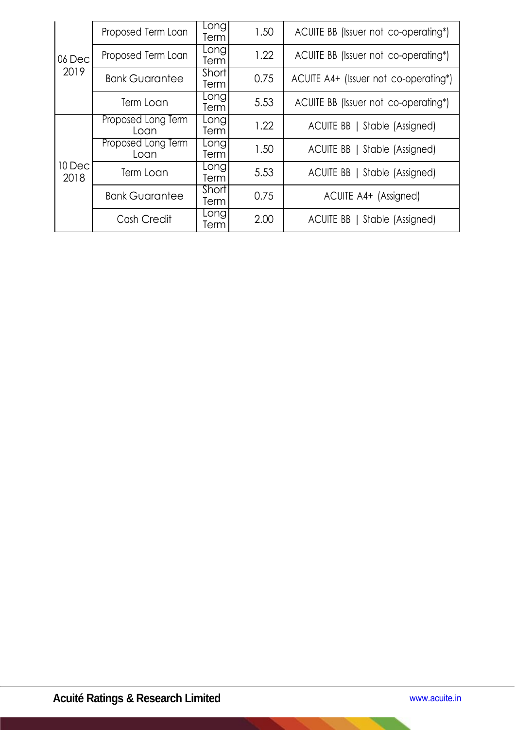| | | | | |
|---|---|---|---|---|
| 06 Dec 2019 | Proposed Term Loan | Long Term | 1.50 | ACUITE BB (Issuer not co-operating*) |
| | Proposed Term Loan | Long Term | 1.22 | ACUITE BB (Issuer not co-operating*) |
| | Bank Guarantee | Short Term | 0.75 | ACUITE A4+ (Issuer not co-operating*) |
| | Term Loan | Long Term | 5.53 | ACUITE BB (Issuer not co-operating*) |
| 10 Dec 2018 | Proposed Long Term Loan | Long Term | 1.22 | ACUITE BB \| Stable (Assigned) |
| | Proposed Long Term Loan | Long Term | 1.50 | ACUITE BB \| Stable (Assigned) |
| | Term Loan | Long Term | 5.53 | ACUITE BB \| Stable (Assigned) |
| | Bank Guarantee | Short Term | 0.75 | ACUITE A4+ (Assigned) |
| | Cash Credit | Long Term | 2.00 | ACUITE BB \| Stable (Assigned) |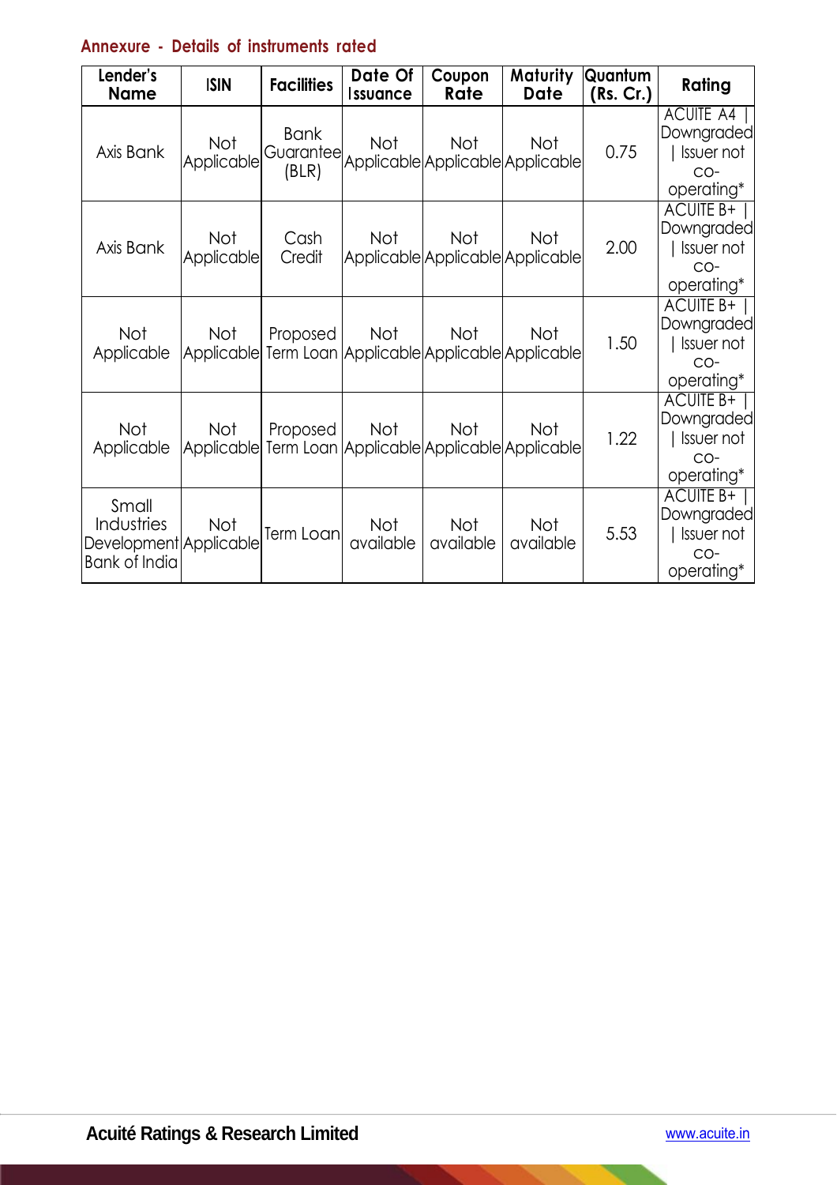## Annexure - Details of instruments rated

| Lender's Name | ISIN | Facilities | Date Of Issuance | Coupon Rate | Maturity Date | Quantum (Rs. Cr.) | Rating |
|---|---|---|---|---|---|---|---|
| Axis Bank | Not Applicable | Bank Guarantee (BLR) | Not Applicable | Not Applicable | Not Applicable | 0.75 | ACUITE A4 \| Downgraded \| Issuer not co-operating* |
| Axis Bank | Not Applicable | Cash Credit | Not Applicable | Not Applicable | Not Applicable | 2.00 | ACUITE B+ \| Downgraded \| Issuer not co-operating* |
| Not Applicable | Not Applicable | Proposed Term Loan | Not Applicable | Not Applicable | Not Applicable | 1.50 | ACUITE B+ \| Downgraded \| Issuer not co-operating* |
| Not Applicable | Not Applicable | Proposed Term Loan | Not Applicable | Not Applicable | Not Applicable | 1.22 | ACUITE B+ \| Downgraded \| Issuer not co-operating* |
| Small Industries Development Bank of India | Not Applicable | Term Loan | Not available | Not available | Not available | 5.53 | ACUITE B+ \| Downgraded \| Issuer not co-operating* |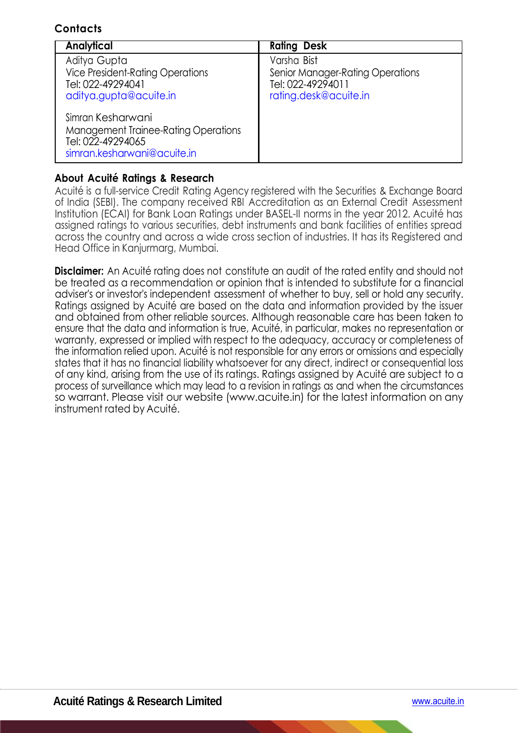## Contacts

| Analytical | Rating Desk |
| --- | --- |
| Aditya Gupta<br>Vice President-Rating Operations<br>Tel: 022-49294041<br>aditya.gupta@acuite.in<br><br>Simran Kesharwani<br>Management Trainee-Rating Operations<br>Tel: 022-49294065<br>simran.kesharwani@acuite.in | Varsha Bist<br>Senior Manager-Rating Operations<br>Tel: 022-49294011<br>rating.desk@acuite.in |

## About Acuité Ratings & Research

Acuité is a full-service Credit Rating Agency registered with the Securities & Exchange Board of India (SEBI). The company received RBI Accreditation as an External Credit Assessment Institution (ECAI) for Bank Loan Ratings under BASEL-II norms in the year 2012. Acuité has assigned ratings to various securities, debt instruments and bank facilities of entities spread across the country and across a wide cross section of industries. It has its Registered and Head Office in Kanjurmarg, Mumbai.

**Disclaimer:** An Acuité rating does not constitute an audit of the rated entity and should not be treated as a recommendation or opinion that is intended to substitute for a financial adviser's or investor's independent assessment of whether to buy, sell or hold any security. Ratings assigned by Acuité are based on the data and information provided by the issuer and obtained from other reliable sources. Although reasonable care has been taken to ensure that the data and information is true, Acuité, in particular, makes no representation or warranty, expressed or implied with respect to the adequacy, accuracy or completeness of the information relied upon. Acuité is not responsible for any errors or omissions and especially states that it has no financial liability whatsoever for any direct, indirect or consequential loss of any kind, arising from the use of its ratings. Ratings assigned by Acuité are subject to a process of surveillance which may lead to a revision in ratings as and when the circumstances so warrant. Please visit our website (www.acuite.in) for the latest information on any instrument rated by Acuité.